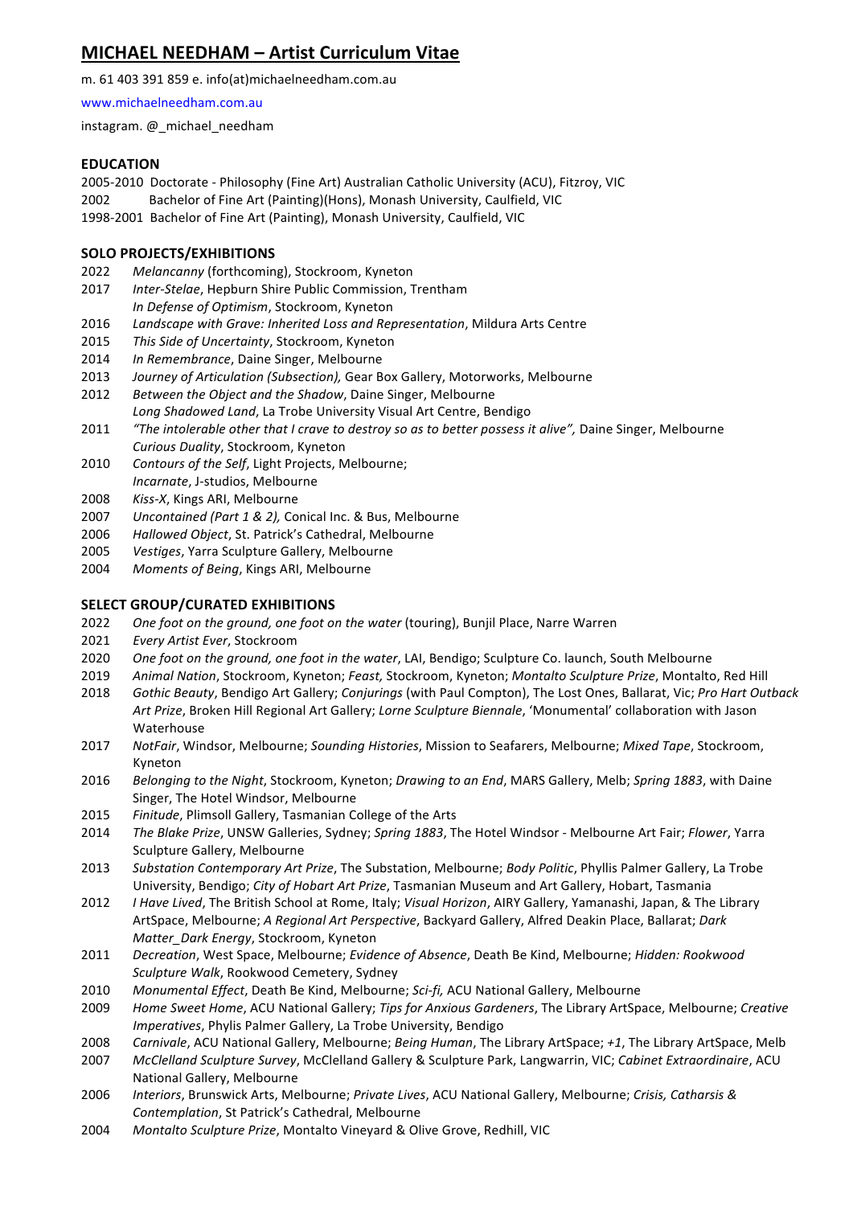# MICHAEL NEEDHAM – Artist Curriculum Vitae

m. 61 403 391 859 e. info(at)michaelneedham.com.au

www.michaelneedham.com.au

instagram. @_michael_needham

## EDUCATION

2005-2010 Doctorate - Philosophy (Fine Art) Australian Catholic University (ACU), Fitzroy, VIC
2002 Bachelor of Fine Art (Painting)(Hons), Monash University, Caulfield, VIC
1998-2001 Bachelor of Fine Art (Painting), Monash University, Caulfield, VIC

## SOLO PROJECTS/EXHIBITIONS

2022 *Melancanny* (forthcoming), Stockroom, Kyneton
2017 *Inter-Stelae*, Hepburn Shire Public Commission, Trentham
*In Defense of Optimism*, Stockroom, Kyneton
2016 *Landscape with Grave: Inherited Loss and Representation*, Mildura Arts Centre
2015 *This Side of Uncertainty*, Stockroom, Kyneton
2014 *In Remembrance*, Daine Singer, Melbourne
2013 *Journey of Articulation (Subsection),* Gear Box Gallery, Motorworks, Melbourne
2012 *Between the Object and the Shadow*, Daine Singer, Melbourne
*Long Shadowed Land*, La Trobe University Visual Art Centre, Bendigo
2011 *"The intolerable other that I crave to destroy so as to better possess it alive",* Daine Singer, Melbourne
*Curious Duality*, Stockroom, Kyneton
2010 *Contours of the Self*, Light Projects, Melbourne;
*Incarnate*, J-studios, Melbourne
2008 *Kiss-X*, Kings ARI, Melbourne
2007 *Uncontained (Part 1 & 2),* Conical Inc. & Bus, Melbourne
2006 *Hallowed Object*, St. Patrick's Cathedral, Melbourne
2005 *Vestiges*, Yarra Sculpture Gallery, Melbourne
2004 *Moments of Being*, Kings ARI, Melbourne

## SELECT GROUP/CURATED EXHIBITIONS

2022 *One foot on the ground, one foot on the water* (touring), Bunjil Place, Narre Warren
2021 *Every Artist Ever*, Stockroom
2020 *One foot on the ground, one foot in the water*, LAI, Bendigo; Sculpture Co. launch, South Melbourne
2019 *Animal Nation*, Stockroom, Kyneton; *Feast,* Stockroom, Kyneton; *Montalto Sculpture Prize*, Montalto, Red Hill
2018 *Gothic Beauty*, Bendigo Art Gallery; *Conjurings* (with Paul Compton), The Lost Ones, Ballarat, Vic; *Pro Hart Outback Art Prize*, Broken Hill Regional Art Gallery; *Lorne Sculpture Biennale*, 'Monumental' collaboration with Jason Waterhouse
2017 *NotFair*, Windsor, Melbourne; *Sounding Histories*, Mission to Seafarers, Melbourne; *Mixed Tape*, Stockroom, Kyneton
2016 *Belonging to the Night*, Stockroom, Kyneton; *Drawing to an End*, MARS Gallery, Melb; *Spring 1883*, with Daine Singer, The Hotel Windsor, Melbourne
2015 *Finitude*, Plimsoll Gallery, Tasmanian College of the Arts
2014 *The Blake Prize*, UNSW Galleries, Sydney; *Spring 1883*, The Hotel Windsor - Melbourne Art Fair; *Flower*, Yarra Sculpture Gallery, Melbourne
2013 *Substation Contemporary Art Prize*, The Substation, Melbourne; *Body Politic*, Phyllis Palmer Gallery, La Trobe University, Bendigo; *City of Hobart Art Prize*, Tasmanian Museum and Art Gallery, Hobart, Tasmania
2012 *I Have Lived*, The British School at Rome, Italy; *Visual Horizon*, AIRY Gallery, Yamanashi, Japan, & The Library ArtSpace, Melbourne; *A Regional Art Perspective*, Backyard Gallery, Alfred Deakin Place, Ballarat; *Dark Matter_Dark Energy*, Stockroom, Kyneton
2011 *Decreation*, West Space, Melbourne; *Evidence of Absence*, Death Be Kind, Melbourne; *Hidden: Rookwood Sculpture Walk*, Rookwood Cemetery, Sydney
2010 *Monumental Effect*, Death Be Kind, Melbourne; *Sci-fi,* ACU National Gallery, Melbourne
2009 *Home Sweet Home*, ACU National Gallery; *Tips for Anxious Gardeners*, The Library ArtSpace, Melbourne; *Creative Imperatives*, Phylis Palmer Gallery, La Trobe University, Bendigo
2008 *Carnivale*, ACU National Gallery, Melbourne; *Being Human*, The Library ArtSpace; *+1*, The Library ArtSpace, Melb
2007 *McClelland Sculpture Survey*, McClelland Gallery & Sculpture Park, Langwarrin, VIC; *Cabinet Extraordinaire*, ACU National Gallery, Melbourne
2006 *Interiors*, Brunswick Arts, Melbourne; *Private Lives*, ACU National Gallery, Melbourne; *Crisis, Catharsis & Contemplation*, St Patrick's Cathedral, Melbourne
2004 *Montalto Sculpture Prize*, Montalto Vineyard & Olive Grove, Redhill, VIC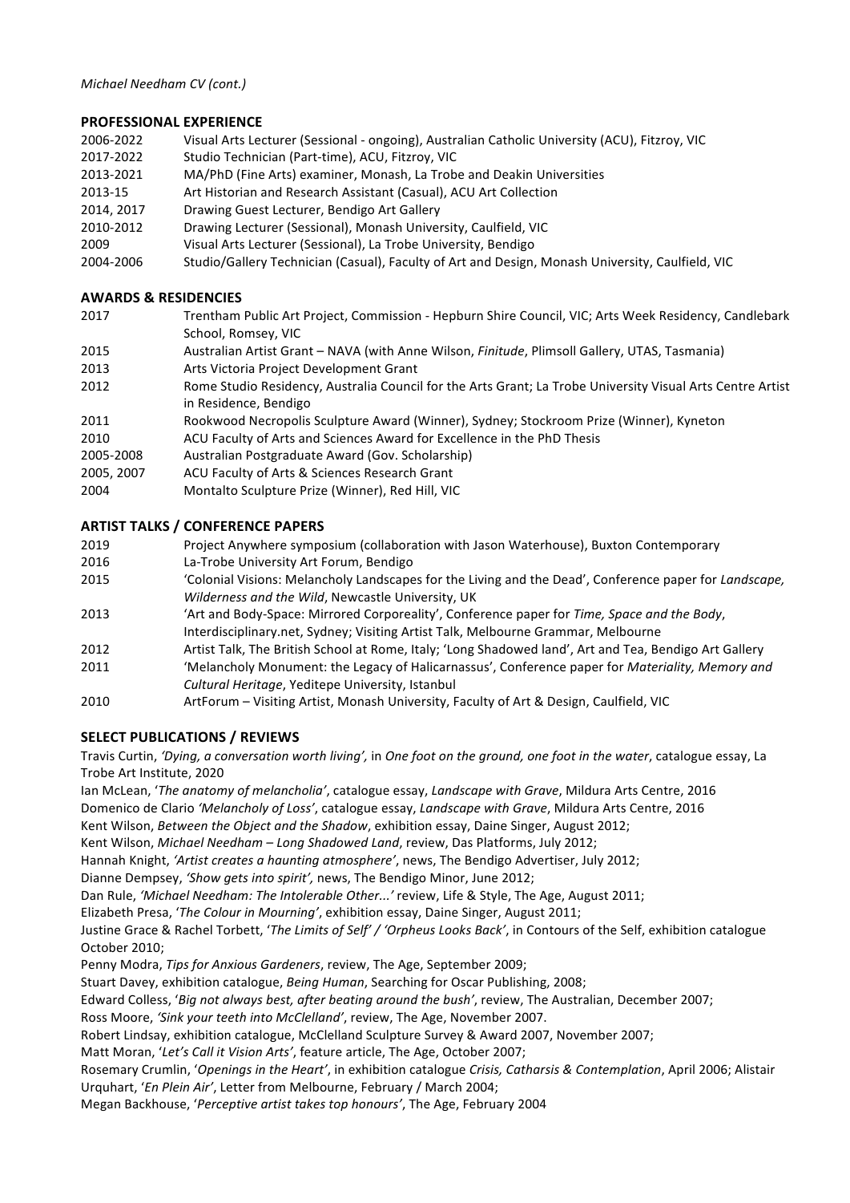*Michael Needham CV (cont.)*

## PROFESSIONAL EXPERIENCE

| | |
|---|---|
| 2006-2022 | Visual Arts Lecturer (Sessional - ongoing), Australian Catholic University (ACU), Fitzroy, VIC |
| 2017-2022 | Studio Technician (Part-time), ACU, Fitzroy, VIC |
| 2013-2021 | MA/PhD (Fine Arts) examiner, Monash, La Trobe and Deakin Universities |
| 2013-15 | Art Historian and Research Assistant (Casual), ACU Art Collection |
| 2014, 2017 | Drawing Guest Lecturer, Bendigo Art Gallery |
| 2010-2012 | Drawing Lecturer (Sessional), Monash University, Caulfield, VIC |
| 2009 | Visual Arts Lecturer (Sessional), La Trobe University, Bendigo |
| 2004-2006 | Studio/Gallery Technician (Casual), Faculty of Art and Design, Monash University, Caulfield, VIC |

## AWARDS & RESIDENCIES

| | |
|---|---|
| 2017 | Trentham Public Art Project, Commission - Hepburn Shire Council, VIC; Arts Week Residency, Candlebark School, Romsey, VIC |
| 2015 | Australian Artist Grant – NAVA (with Anne Wilson, *Finitude*, Plimsoll Gallery, UTAS, Tasmania) |
| 2013 | Arts Victoria Project Development Grant |
| 2012 | Rome Studio Residency, Australia Council for the Arts Grant; La Trobe University Visual Arts Centre Artist in Residence, Bendigo |
| 2011 | Rookwood Necropolis Sculpture Award (Winner), Sydney; Stockroom Prize (Winner), Kyneton |
| 2010 | ACU Faculty of Arts and Sciences Award for Excellence in the PhD Thesis |
| 2005-2008 | Australian Postgraduate Award (Gov. Scholarship) |
| 2005, 2007 | ACU Faculty of Arts & Sciences Research Grant |
| 2004 | Montalto Sculpture Prize (Winner), Red Hill, VIC |

## ARTIST TALKS / CONFERENCE PAPERS

| | |
|---|---|
| 2019 | Project Anywhere symposium (collaboration with Jason Waterhouse), Buxton Contemporary |
| 2016 | La-Trobe University Art Forum, Bendigo |
| 2015 | 'Colonial Visions: Melancholy Landscapes for the Living and the Dead', Conference paper for *Landscape, Wilderness and the Wild*, Newcastle University, UK |
| 2013 | 'Art and Body-Space: Mirrored Corporeality', Conference paper for *Time, Space and the Body*, Interdisciplinary.net, Sydney; Visiting Artist Talk, Melbourne Grammar, Melbourne |
| 2012 | Artist Talk, The British School at Rome, Italy; 'Long Shadowed land', Art and Tea, Bendigo Art Gallery |
| 2011 | 'Melancholy Monument: the Legacy of Halicarnassus', Conference paper for *Materiality, Memory and Cultural Heritage*, Yeditepe University, Istanbul |
| 2010 | ArtForum – Visiting Artist, Monash University, Faculty of Art & Design, Caulfield, VIC |

## SELECT PUBLICATIONS / REVIEWS

Travis Curtin, *'Dying, a conversation worth living',* in *One foot on the ground, one foot in the water*, catalogue essay, La Trobe Art Institute, 2020

Ian McLean, '*The anatomy of melancholia'*, catalogue essay, *Landscape with Grave*, Mildura Arts Centre, 2016

Domenico de Clario *'Melancholy of Loss'*, catalogue essay, *Landscape with Grave*, Mildura Arts Centre, 2016

Kent Wilson, *Between the Object and the Shadow*, exhibition essay, Daine Singer, August 2012;

Kent Wilson, *Michael Needham – Long Shadowed Land*, review, Das Platforms, July 2012;

Hannah Knight, *'Artist creates a haunting atmosphere'*, news, The Bendigo Advertiser, July 2012;

Dianne Dempsey, *'Show gets into spirit',* news, The Bendigo Minor, June 2012;

Dan Rule, *'Michael Needham: The Intolerable Other...'* review, Life & Style, The Age, August 2011;

Elizabeth Presa, '*The Colour in Mourning'*, exhibition essay, Daine Singer, August 2011;

Justine Grace & Rachel Torbett, '*The Limits of Self' / 'Orpheus Looks Back'*, in Contours of the Self, exhibition catalogue October 2010;

Penny Modra, *Tips for Anxious Gardeners*, review, The Age, September 2009;

Stuart Davey, exhibition catalogue, *Being Human*, Searching for Oscar Publishing, 2008;

Edward Colless, '*Big not always best, after beating around the bush'*, review, The Australian, December 2007;

Ross Moore, *'Sink your teeth into McClelland'*, review, The Age, November 2007.

Robert Lindsay, exhibition catalogue, McClelland Sculpture Survey & Award 2007, November 2007;

Matt Moran, '*Let's Call it Vision Arts'*, feature article, The Age, October 2007;

Rosemary Crumlin, '*Openings in the Heart'*, in exhibition catalogue *Crisis, Catharsis & Contemplation*, April 2006; Alistair Urquhart, '*En Plein Air'*, Letter from Melbourne, February / March 2004;

Megan Backhouse, '*Perceptive artist takes top honours'*, The Age, February 2004